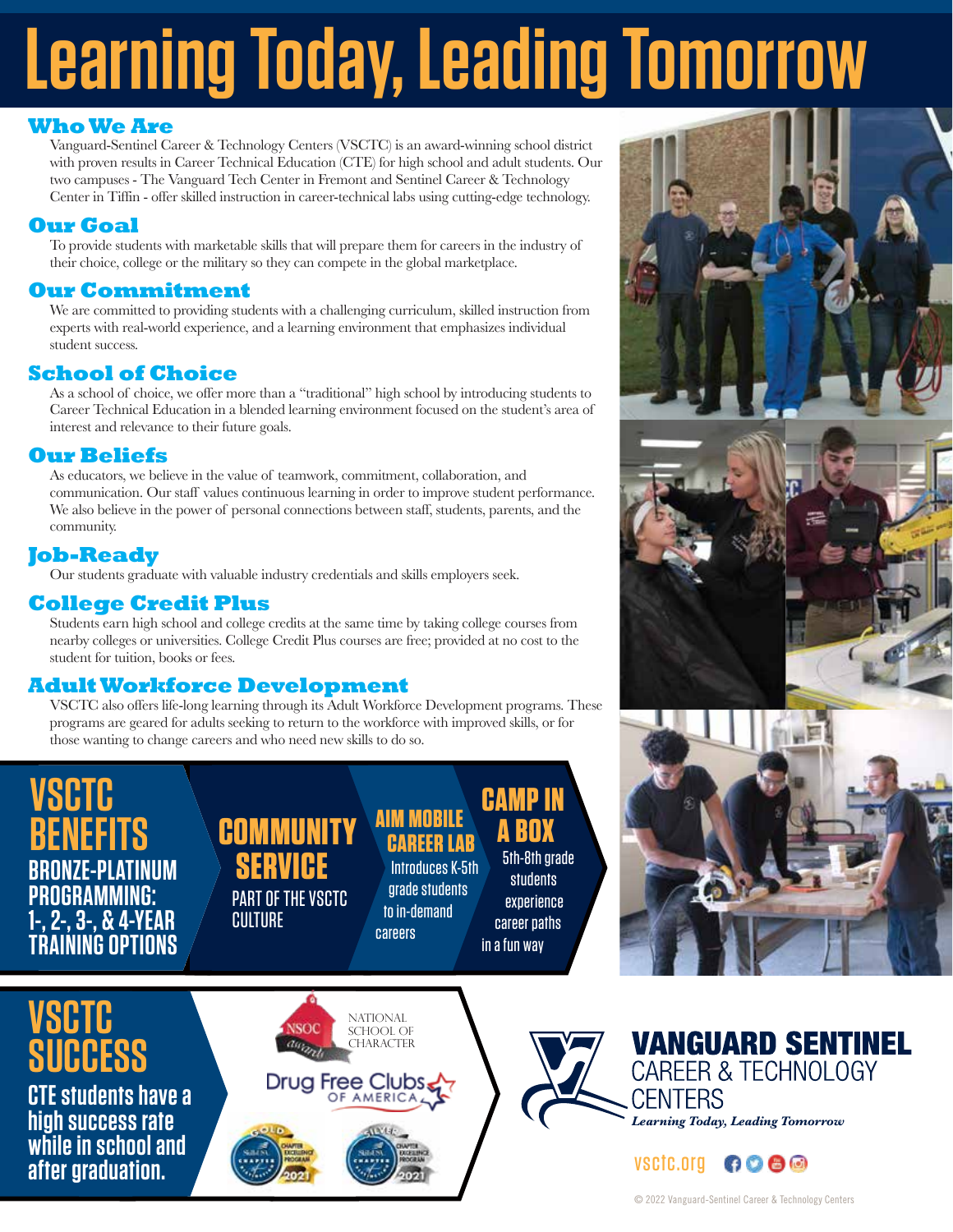# Learning Today, Leading Tomorrow

## Who We Are

Vanguard-Sentinel Career & Technology Centers (VSCTC) is an award-winning school district with proven results in Career Technical Education (CTE) for high school and adult students. Our two campuses - The Vanguard Tech Center in Fremont and Sentinel Career & Technology Center in Tiffin - offer skilled instruction in career-technical labs using cutting-edge technology.

## Our Goal

To provide students with marketable skills that will prepare them for careers in the industry of their choice, college or the military so they can compete in the global marketplace.

## Our Commitment

We are committed to providing students with a challenging curriculum, skilled instruction from experts with real-world experience, and a learning environment that emphasizes individual student success.

## School of Choice

As a school of choice, we offer more than a "traditional" high school by introducing students to Career Technical Education in a blended learning environment focused on the student's area of interest and relevance to their future goals.

## Our Beliefs

As educators, we believe in the value of teamwork, commitment, collaboration, and communication. Our staff values continuous learning in order to improve student performance. We also believe in the power of personal connections between staff, students, parents, and the community.

## Job-Ready

Our students graduate with valuable industry credentials and skills employers seek.

## College Credit Plus

Students earn high school and college credits at the same time by taking college courses from nearby colleges or universities. College Credit Plus courses are free; provided at no cost to the student for tuition, books or fees.

## Adult Workforce Development

VSCTC also offers life-long learning through its Adult Workforce Development programs. These programs are geared for adults seeking to return to the workforce with improved skills, or for those wanting to change careers and who need new skills to do so.

## VSCTC Benefits

**Bronze-Platinum Programming: 1-, 2-, 3-, & 4-Year Training Options**

**Community Service**
Part of the VSCTC culture

**AIM Mobile Career Lab**
Introduces K-5th grade students to in-demand careers

**Camp in a Box**
5th-8th grade students experience career paths in a fun way

## VSCTC Success

**CTE students have a high success rate while in school and after graduation.**

NSOC awards — National School of Character

Drug Free Clubs of America

**Vanguard Sentinel Career & Technology Centers**
*Learning Today, Leading Tomorrow*

vsctc.org

© 2022 Vanguard-Sentinel Career & Technology Centers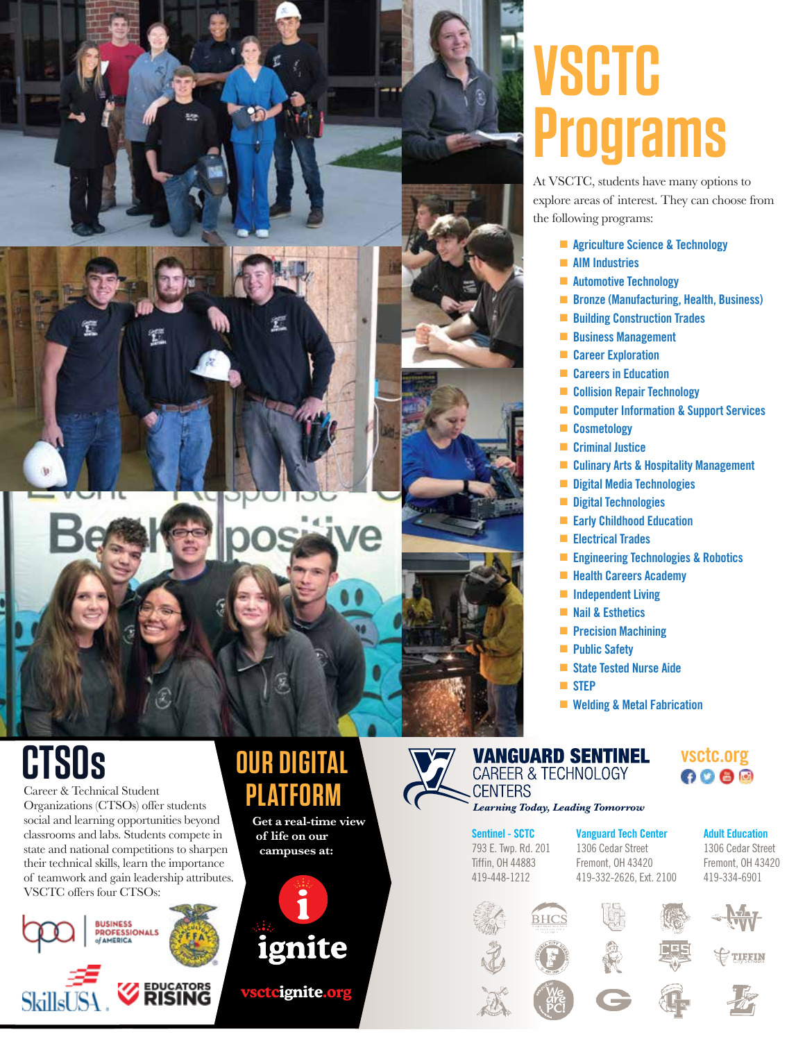# VSCTC Programs

At VSCTC, students have many options to explore areas of interest. They can choose from the following programs:

- Agriculture Science & Technology
- AIM Industries
- Automotive Technology
- Bronze (Manufacturing, Health, Business)
- Building Construction Trades
- Business Management
- Career Exploration
- Careers in Education
- Collision Repair Technology
- Computer Information & Support Services
- Cosmetology
- Criminal Justice
- Culinary Arts & Hospitality Management
- Digital Media Technologies
- Digital Technologies
- Early Childhood Education
- Electrical Trades
- Engineering Technologies & Robotics
- Health Careers Academy
- Independent Living
- Nail & Esthetics
- Precision Machining
- Public Safety
- State Tested Nurse Aide
- STEP
- Welding & Metal Fabrication

## CTSOs

Career & Technical Student Organizations (CTSOs) offer students social and learning opportunities beyond classrooms and labs. Students compete in state and national competitions to sharpen their technical skills, learn the importance of teamwork and gain leadership attributes. VSCTC offers four CTSOs:

Business Professionals of America

SkillsUSA

Educators Rising

## OUR DIGITAL PLATFORM

**Get a real-time view of life on our campuses at:**

ignite

vsctcignite.org

**VANGUARD SENTINEL**
CAREER & TECHNOLOGY CENTERS

*Learning Today, Leading Tomorrow*

vsctc.org

**Sentinel - SCTC**
793 E. Twp. Rd. 201
Tiffin, OH 44883
419-448-1212

**Vanguard Tech Center**
1306 Cedar Street
Fremont, OH 43420
419-332-2626, Ext. 2100

**Adult Education**
1306 Cedar Street
Fremont, OH 43420
419-334-6901

BHCS

CGS

TIFFIN

We are PC!